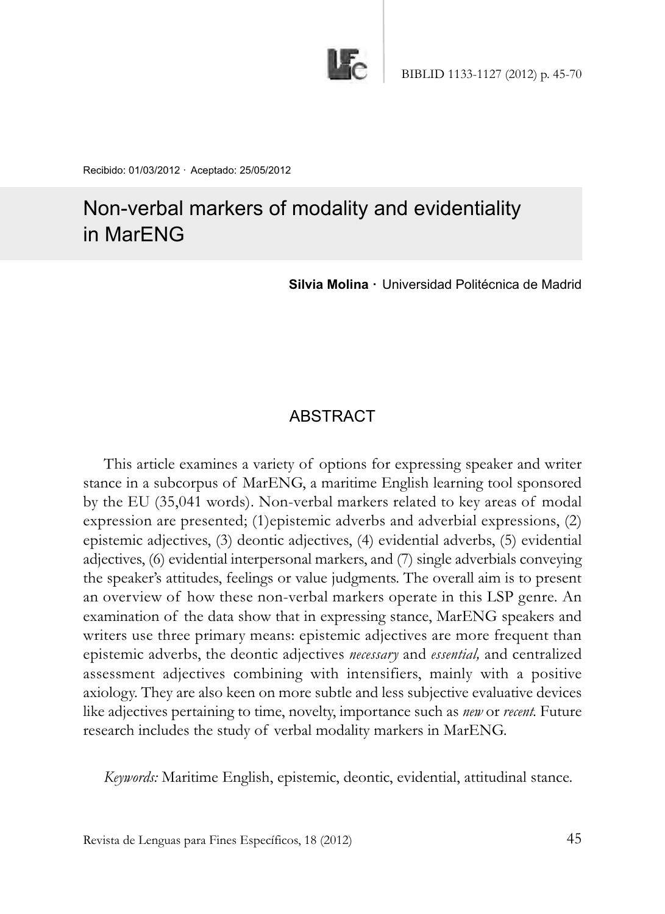Recibido: 01/03/2012 · Aceptado: 25/05/2012

# Non-verbal markers of modality and evidentiality in MarENG

**Silvia Molina** · Universidad Politécnica de Madrid

## ABSTRACT

This article examines a variety of options for expressing speaker and writer stance in a subcorpus of MarENG, a maritime English learning tool sponsored by the EU (35,041 words). Non-verbal markers related to key areas of modal expression are presented; (1)epistemic adverbs and adverbial expressions, (2) epistemic adjectives, (3) deontic adjectives, (4) evidential adverbs, (5) evidential adjectives, (6) evidential interpersonal markers, and (7) single adverbials conveying the speaker's attitudes, feelings or value judgments. The overall aim is to present an overview of how these non-verbal markers operate in this LSP genre. An examination of the data show that in expressing stance, MarENG speakers and writers use three primary means: epistemic adjectives are more frequent than epistemic adverbs, the deontic adjectives *necessary* and *essential,* and centralized assessment adjectives combining with intensifiers, mainly with a positive axiology. They are also keen on more subtle and less subjective evaluative devices like adjectives pertaining to time, novelty, importance such as *new* or *recent.* Future research includes the study of verbal modality markers in MarENG.

*Keywords:* Maritime English, epistemic, deontic, evidential, attitudinal stance.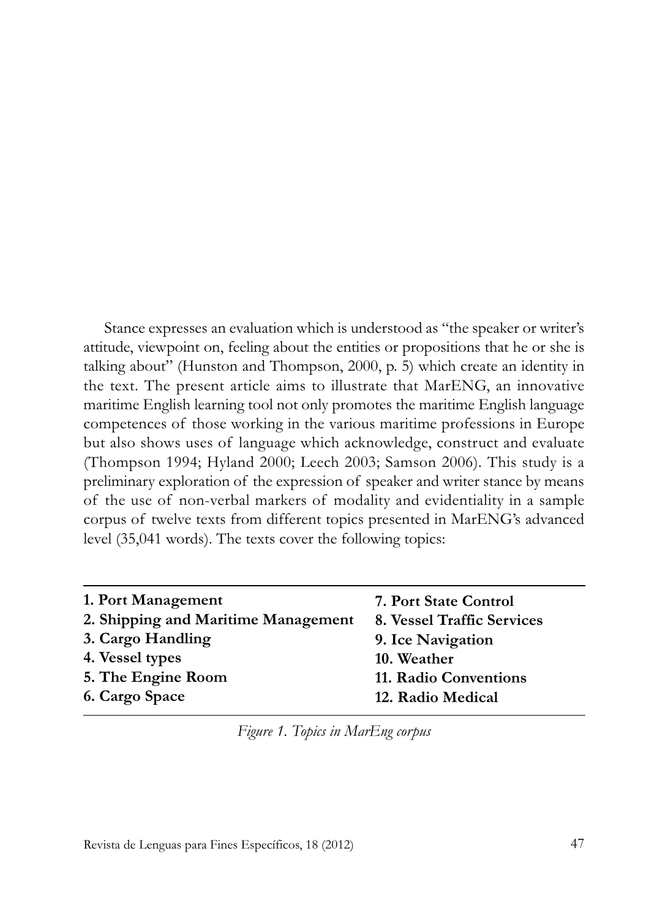Stance expresses an evaluation which is understood as "the speaker or writer's attitude, viewpoint on, feeling about the entities or propositions that he or she is talking about" (Hunston and Thompson, 2000, p. 5) which create an identity in the text. The present article aims to illustrate that MarENG, an innovative maritime English learning tool not only promotes the maritime English language competences of those working in the various maritime professions in Europe but also shows uses of language which acknowledge, construct and evaluate (Thompson 1994; Hyland 2000; Leech 2003; Samson 2006). This study is a preliminary exploration of the expression of speaker and writer stance by means of the use of non-verbal markers of modality and evidentiality in a sample corpus of twelve texts from different topics presented in MarENG's advanced level (35,041 words). The texts cover the following topics:

| | |
|---|---|
| **1. Port Management** | **7. Port State Control** |
| **2. Shipping and Maritime Management** | **8. Vessel Traffic Services** |
| **3. Cargo Handling** | **9. Ice Navigation** |
| **4. Vessel types** | **10. Weather** |
| **5. The Engine Room** | **11. Radio Conventions** |
| **6. Cargo Space** | **12. Radio Medical** |

*Figure 1. Topics in MarEng corpus*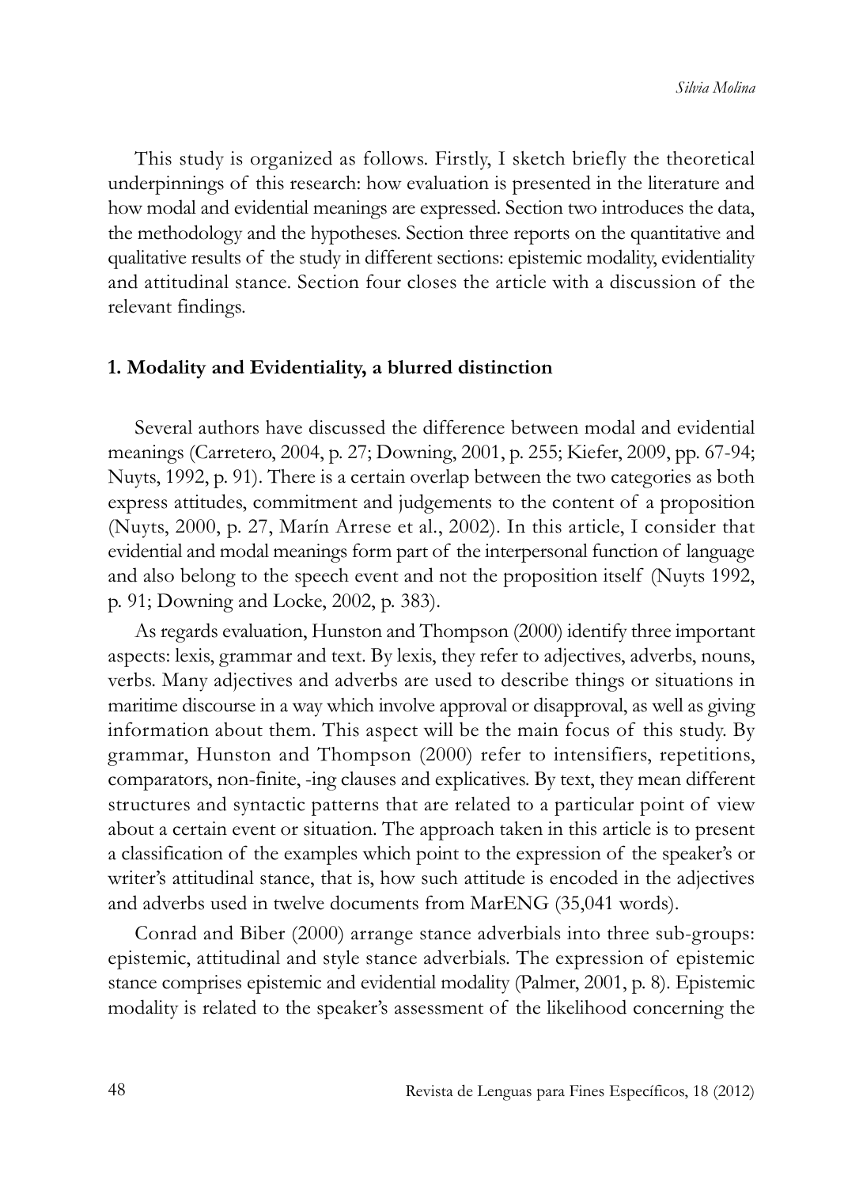This study is organized as follows. Firstly, I sketch briefly the theoretical underpinnings of this research: how evaluation is presented in the literature and how modal and evidential meanings are expressed. Section two introduces the data, the methodology and the hypotheses. Section three reports on the quantitative and qualitative results of the study in different sections: epistemic modality, evidentiality and attitudinal stance. Section four closes the article with a discussion of the relevant findings.

## 1. Modality and Evidentiality, a blurred distinction

Several authors have discussed the difference between modal and evidential meanings (Carretero, 2004, p. 27; Downing, 2001, p. 255; Kiefer, 2009, pp. 67-94; Nuyts, 1992, p. 91). There is a certain overlap between the two categories as both express attitudes, commitment and judgements to the content of a proposition (Nuyts, 2000, p. 27, Marín Arrese et al., 2002). In this article, I consider that evidential and modal meanings form part of the interpersonal function of language and also belong to the speech event and not the proposition itself (Nuyts 1992, p. 91; Downing and Locke, 2002, p. 383).

As regards evaluation, Hunston and Thompson (2000) identify three important aspects: lexis, grammar and text. By lexis, they refer to adjectives, adverbs, nouns, verbs. Many adjectives and adverbs are used to describe things or situations in maritime discourse in a way which involve approval or disapproval, as well as giving information about them. This aspect will be the main focus of this study. By grammar, Hunston and Thompson (2000) refer to intensifiers, repetitions, comparators, non-finite, -ing clauses and explicatives. By text, they mean different structures and syntactic patterns that are related to a particular point of view about a certain event or situation. The approach taken in this article is to present a classification of the examples which point to the expression of the speaker's or writer's attitudinal stance, that is, how such attitude is encoded in the adjectives and adverbs used in twelve documents from MarENG (35,041 words).

Conrad and Biber (2000) arrange stance adverbials into three sub-groups: epistemic, attitudinal and style stance adverbials. The expression of epistemic stance comprises epistemic and evidential modality (Palmer, 2001, p. 8). Epistemic modality is related to the speaker's assessment of the likelihood concerning the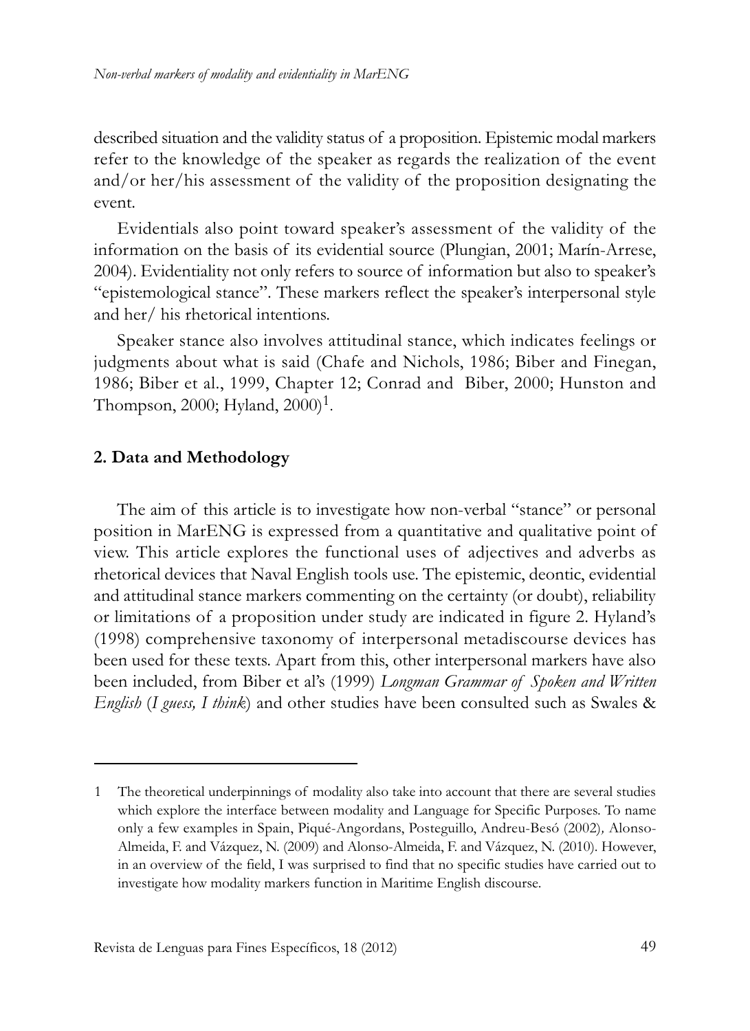described situation and the validity status of a proposition. Epistemic modal markers refer to the knowledge of the speaker as regards the realization of the event and/or her/his assessment of the validity of the proposition designating the event.

Evidentials also point toward speaker's assessment of the validity of the information on the basis of its evidential source (Plungian, 2001; Marín-Arrese, 2004). Evidentiality not only refers to source of information but also to speaker's "epistemological stance". These markers reflect the speaker's interpersonal style and her/ his rhetorical intentions.

Speaker stance also involves attitudinal stance, which indicates feelings or judgments about what is said (Chafe and Nichols, 1986; Biber and Finegan, 1986; Biber et al., 1999, Chapter 12; Conrad and Biber, 2000; Hunston and Thompson, 2000; Hyland, 2000)[1].

## 2. Data and Methodology

The aim of this article is to investigate how non-verbal "stance" or personal position in MarENG is expressed from a quantitative and qualitative point of view. This article explores the functional uses of adjectives and adverbs as rhetorical devices that Naval English tools use. The epistemic, deontic, evidential and attitudinal stance markers commenting on the certainty (or doubt), reliability or limitations of a proposition under study are indicated in figure 2. Hyland's (1998) comprehensive taxonomy of interpersonal metadiscourse devices has been used for these texts. Apart from this, other interpersonal markers have also been included, from Biber et al's (1999) *Longman Grammar of Spoken and Written English* (*I guess, I think*) and other studies have been consulted such as Swales &

---

1 The theoretical underpinnings of modality also take into account that there are several studies which explore the interface between modality and Language for Specific Purposes. To name only a few examples in Spain, Piqué-Angordans, Posteguillo, Andreu-Besó (2002), Alonso-Almeida, F. and Vázquez, N. (2009) and Alonso-Almeida, F. and Vázquez, N. (2010). However, in an overview of the field, I was surprised to find that no specific studies have carried out to investigate how modality markers function in Maritime English discourse.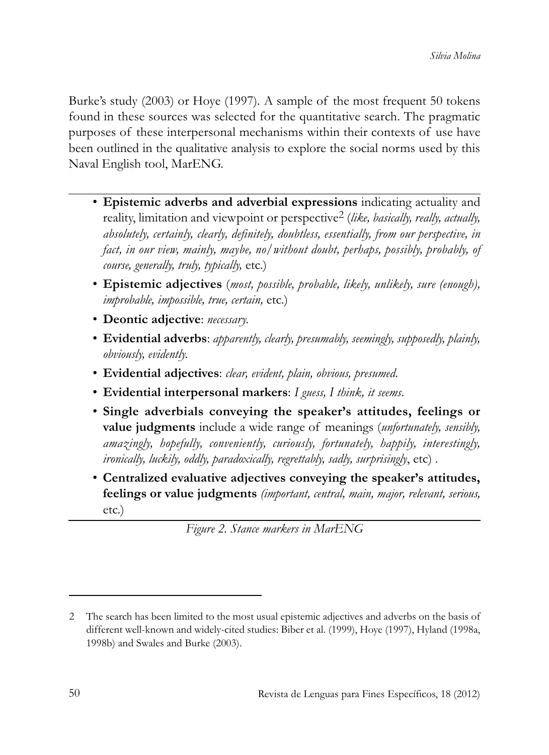Burke's study (2003) or Hoye (1997). A sample of the most frequent 50 tokens found in these sources was selected for the quantitative search. The pragmatic purposes of these interpersonal mechanisms within their contexts of use have been outlined in the qualitative analysis to explore the social norms used by this Naval English tool, MarENG.

---

- **Epistemic adverbs and adverbial expressions** indicating actuality and reality, limitation and viewpoint or perspective[2] (*like, basically, really, actually, absolutely, certainly, clearly, definitely, doubtless, essentially, from our perspective, in fact, in our view, mainly, maybe, no/without doubt, perhaps, possibly, probably, of course, generally, truly, typically,* etc.)
- **Epistemic adjectives** (*most, possible, probable, likely, unlikely, sure (enough), improbable, impossible, true, certain,* etc.)
- **Deontic adjective**: *necessary.*
- **Evidential adverbs**: *apparently, clearly, presumably, seemingly, supposedly, plainly, obviously, evidently.*
- **Evidential adjectives**: *clear, evident, plain, obvious, presumed.*
- **Evidential interpersonal markers**: *I guess, I think, it seems.*
- **Single adverbials conveying the speaker's attitudes, feelings or value judgments** include a wide range of meanings (*unfortunately, sensibly, amazingly, hopefully, conveniently, curiously, fortunately, happily, interestingly, ironically, luckily, oddly, paradoxically, regrettably, sadly, surprisingly*, etc) .
- **Centralized evaluative adjectives conveying the speaker's attitudes, feelings or value judgments** *(important, central, main, major, relevant, serious,* etc.)

---

*Figure 2. Stance markers in MarENG*

---

2 The search has been limited to the most usual epistemic adjectives and adverbs on the basis of different well-known and widely-cited studies: Biber et al. (1999), Hoye (1997), Hyland (1998a, 1998b) and Swales and Burke (2003).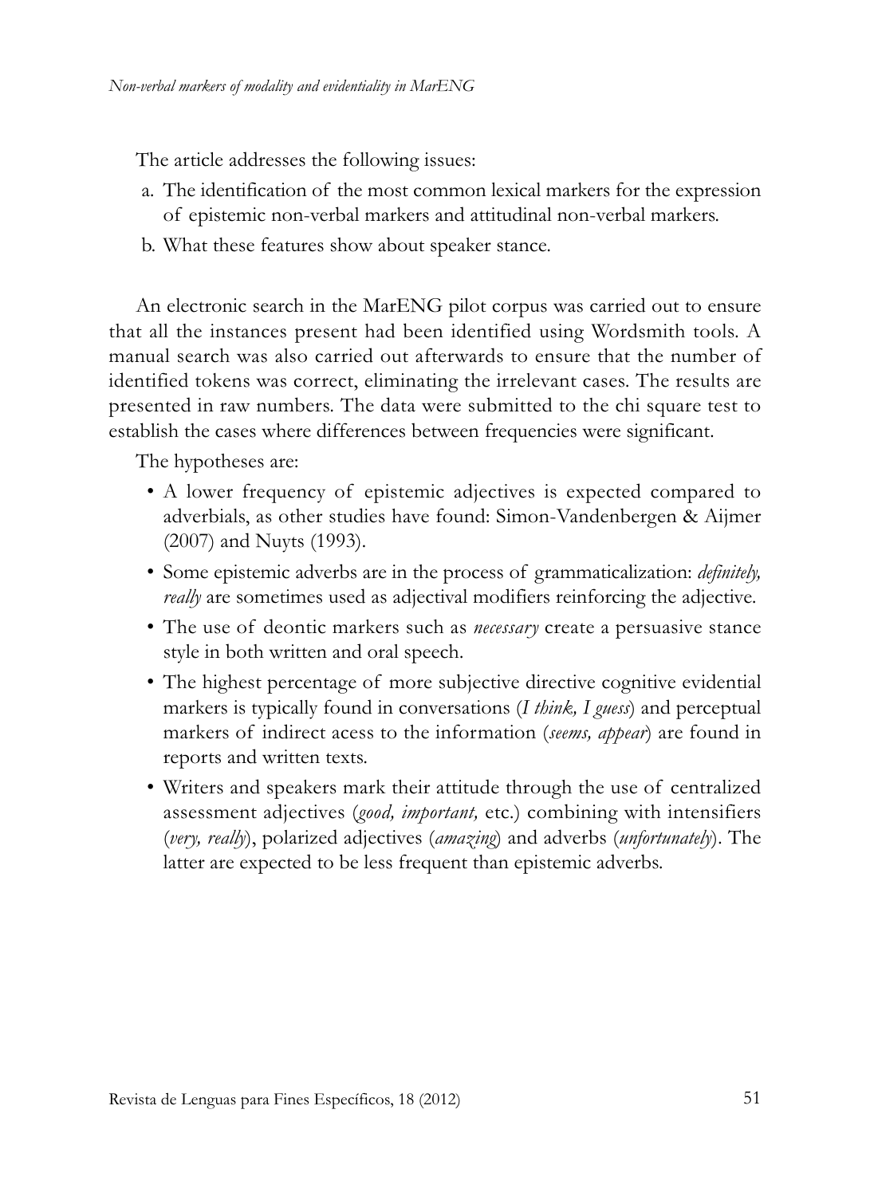The article addresses the following issues:

a. The identification of the most common lexical markers for the expression of epistemic non-verbal markers and attitudinal non-verbal markers.
b. What these features show about speaker stance.

An electronic search in the MarENG pilot corpus was carried out to ensure that all the instances present had been identified using Wordsmith tools. A manual search was also carried out afterwards to ensure that the number of identified tokens was correct, eliminating the irrelevant cases. The results are presented in raw numbers. The data were submitted to the chi square test to establish the cases where differences between frequencies were significant.

The hypotheses are:

- A lower frequency of epistemic adjectives is expected compared to adverbials, as other studies have found: Simon-Vandenbergen & Aijmer (2007) and Nuyts (1993).
- Some epistemic adverbs are in the process of grammaticalization: *definitely, really* are sometimes used as adjectival modifiers reinforcing the adjective.
- The use of deontic markers such as *necessary* create a persuasive stance style in both written and oral speech.
- The highest percentage of more subjective directive cognitive evidential markers is typically found in conversations (*I think, I guess*) and perceptual markers of indirect acess to the information (*seems, appear*) are found in reports and written texts.
- Writers and speakers mark their attitude through the use of centralized assessment adjectives (*good, important,* etc.) combining with intensifiers (*very, really*), polarized adjectives (*amazing*) and adverbs (*unfortunately*). The latter are expected to be less frequent than epistemic adverbs.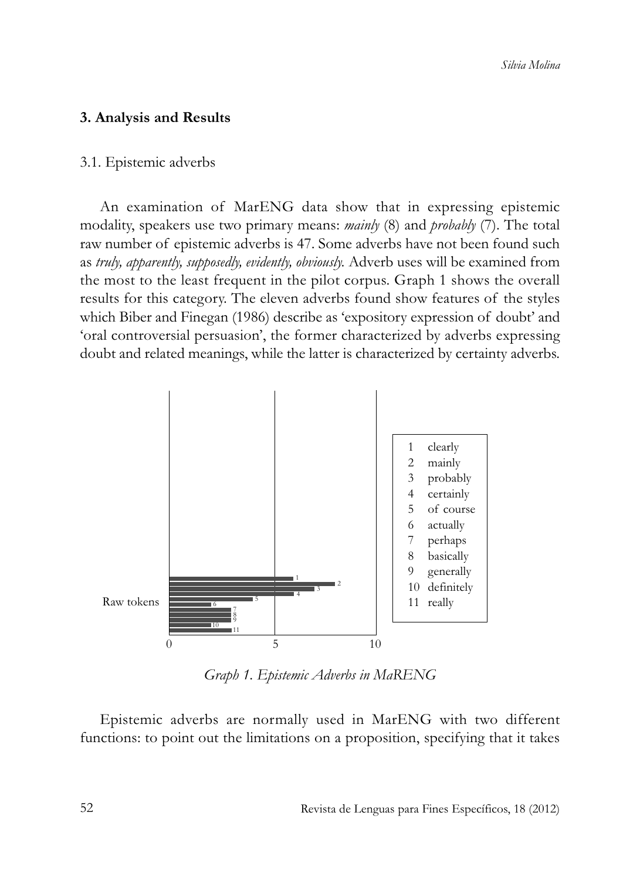## 3. Analysis and Results

### 3.1. Epistemic adverbs

An examination of MarENG data show that in expressing epistemic modality, speakers use two primary means: *mainly* (8) and *probably* (7). The total raw number of epistemic adverbs is 47. Some adverbs have not been found such as *truly, apparently, supposedly, evidently, obviously.* Adverb uses will be examined from the most to the least frequent in the pilot corpus. Graph 1 shows the overall results for this category. The eleven adverbs found show features of the styles which Biber and Finegan (1986) describe as 'expository expression of doubt' and 'oral controversial persuasion', the former characterized by adverbs expressing doubt and related meanings, while the latter is characterized by certainty adverbs.

*Graph 1. Epistemic Adverbs in MaRENG*

Epistemic adverbs are normally used in MarENG with two different functions: to point out the limitations on a proposition, specifying that it takes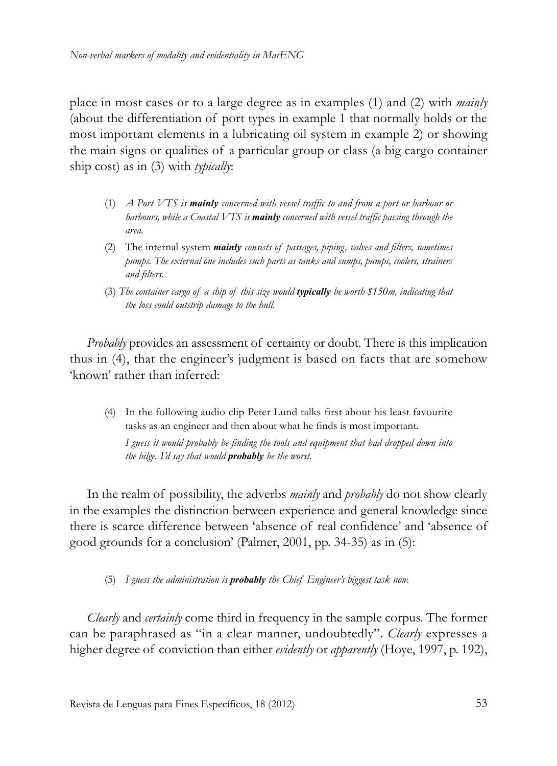place in most cases or to a large degree as in examples (1) and (2) with *mainly* (about the differentiation of port types in example 1 that normally holds or the most important elements in a lubricating oil system in example 2) or showing the main signs or qualities of a particular group or class (a big cargo container ship cost) as in (3) with *typically*:

(1) *A Port VTS is **mainly** concerned with vessel traffic to and from a port or harbour or harbours, while a Coastal VTS is **mainly** concerned with vessel traffic passing through the area.*

(2) The internal system ***mainly*** *consists of passages, piping, valves and filters, sometimes pumps. The external one includes such parts as tanks and sumps, pumps, coolers, strainers and filters.*

(3) *The container cargo of a ship of this size would **typically** be worth $150m, indicating that the loss could outstrip damage to the hull.*

*Probably* provides an assessment of certainty or doubt. There is this implication thus in (4), that the engineer's judgment is based on facts that are somehow 'known' rather than inferred:

(4) In the following audio clip Peter Lund talks first about his least favourite tasks as an engineer and then about what he finds is most important.
*I guess it would probably be finding the tools and equipment that had dropped down into the bilge. I'd say that would **probably** be the worst.*

In the realm of possibility, the adverbs *mainly* and *probably* do not show clearly in the examples the distinction between experience and general knowledge since there is scarce difference between 'absence of real confidence' and 'absence of good grounds for a conclusion' (Palmer, 2001, pp. 34-35) as in (5):

(5) *I guess the administration is **probably** the Chief Engineer's biggest task now.*

*Clearly* and *certainly* come third in frequency in the sample corpus. The former can be paraphrased as "in a clear manner, undoubtedly". *Clearly* expresses a higher degree of conviction than either *evidently* or *apparently* (Hoye, 1997, p. 192),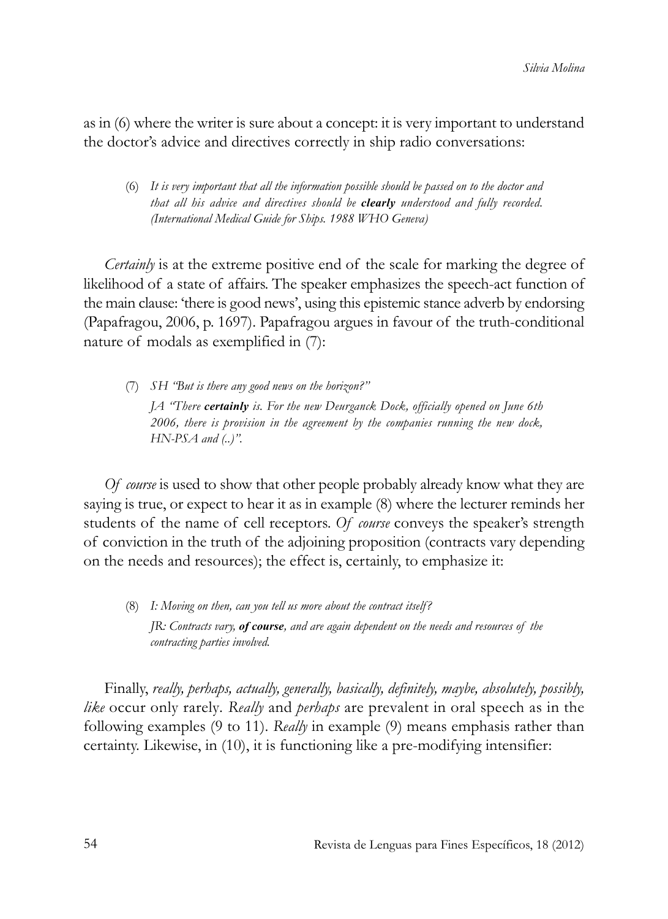as in (6) where the writer is sure about a concept: it is very important to understand the doctor's advice and directives correctly in ship radio conversations:

> (6) *It is very important that all the information possible should be passed on to the doctor and that all his advice and directives should be* ***clearly*** *understood and fully recorded. (International Medical Guide for Ships. 1988 WHO Geneva)*

*Certainly* is at the extreme positive end of the scale for marking the degree of likelihood of a state of affairs. The speaker emphasizes the speech-act function of the main clause: 'there is good news', using this epistemic stance adverb by endorsing (Papafragou, 2006, p. 1697). Papafragou argues in favour of the truth-conditional nature of modals as exemplified in (7):

> (7) *SH "But is there any good news on the horizon?"*
> *JA "There* ***certainly*** *is. For the new Deurganck Dock, officially opened on June 6th 2006, there is provision in the agreement by the companies running the new dock, HN-PSA and (..)".*

*Of course* is used to show that other people probably already know what they are saying is true, or expect to hear it as in example (8) where the lecturer reminds her students of the name of cell receptors. *Of course* conveys the speaker's strength of conviction in the truth of the adjoining proposition (contracts vary depending on the needs and resources); the effect is, certainly, to emphasize it:

> (8) *I: Moving on then, can you tell us more about the contract itself?*
> *JR: Contracts vary,* ***of course****, and are again dependent on the needs and resources of the contracting parties involved.*

Finally, *really, perhaps, actually, generally, basically, definitely, maybe, absolutely, possibly, like* occur only rarely. *Really* and *perhaps* are prevalent in oral speech as in the following examples (9 to 11). *Really* in example (9) means emphasis rather than certainty. Likewise, in (10), it is functioning like a pre-modifying intensifier: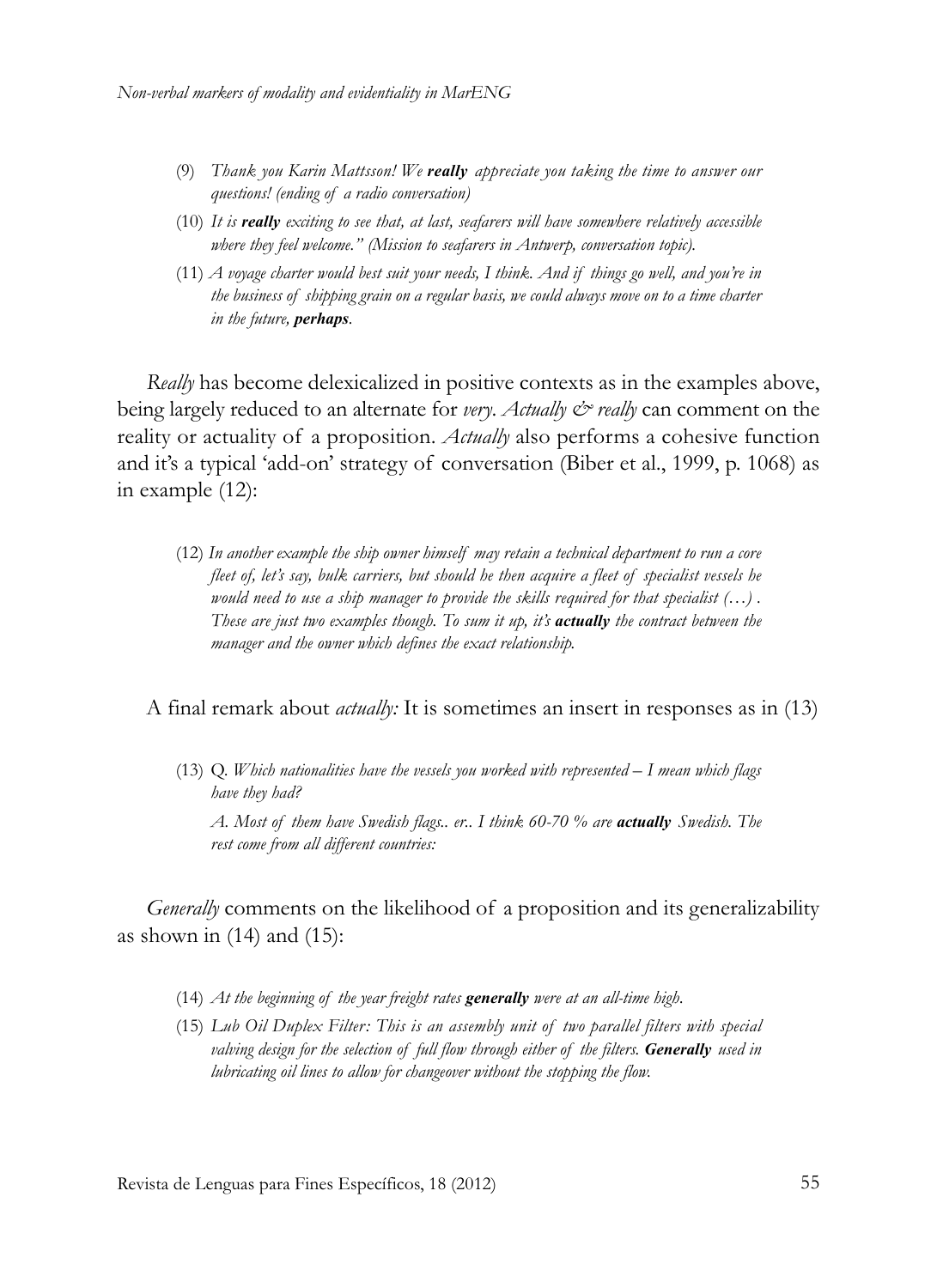(9) *Thank you Karin Mattsson! We **really** appreciate you taking the time to answer our questions! (ending of a radio conversation)*

(10) *It is **really** exciting to see that, at last, seafarers will have somewhere relatively accessible where they feel welcome." (Mission to seafarers in Antwerp, conversation topic).*

(11) *A voyage charter would best suit your needs, I think. And if things go well, and you're in the business of shipping grain on a regular basis, we could always move on to a time charter in the future, **perhaps**.*

*Really* has become delexicalized in positive contexts as in the examples above, being largely reduced to an alternate for *very*. *Actually & really* can comment on the reality or actuality of a proposition. *Actually* also performs a cohesive function and it's a typical 'add-on' strategy of conversation (Biber et al., 1999, p. 1068) as in example (12):

(12) *In another example the ship owner himself may retain a technical department to run a core fleet of, let's say, bulk carriers, but should he then acquire a fleet of specialist vessels he would need to use a ship manager to provide the skills required for that specialist (…) . These are just two examples though. To sum it up, it's **actually** the contract between the manager and the owner which defines the exact relationship.*

A final remark about *actually:* It is sometimes an insert in responses as in (13)

(13) Q. *Which nationalities have the vessels you worked with represented – I mean which flags have they had?*

*A. Most of them have Swedish flags.. er.. I think 60-70 % are **actually** Swedish. The rest come from all different countries:*

*Generally* comments on the likelihood of a proposition and its generalizability as shown in (14) and (15):

(14) *At the beginning of the year freight rates **generally** were at an all-time high.*

(15) *Lub Oil Duplex Filter: This is an assembly unit of two parallel filters with special valving design for the selection of full flow through either of the filters. **Generally** used in lubricating oil lines to allow for changeover without the stopping the flow.*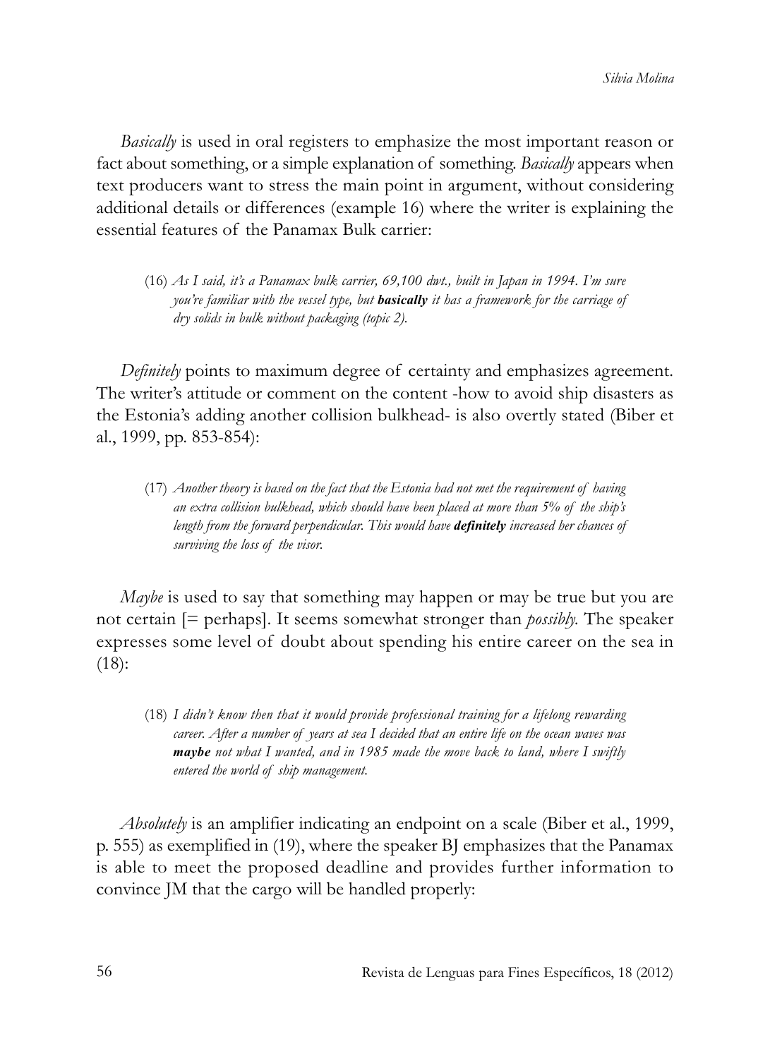*Basically* is used in oral registers to emphasize the most important reason or fact about something, or a simple explanation of something. *Basically* appears when text producers want to stress the main point in argument, without considering additional details or differences (example 16) where the writer is explaining the essential features of the Panamax Bulk carrier:

> (16) *As I said, it's a Panamax bulk carrier, 69,100 dwt., built in Japan in 1994. I'm sure you're familiar with the vessel type, but* ***basically*** *it has a framework for the carriage of dry solids in bulk without packaging (topic 2).*

*Definitely* points to maximum degree of certainty and emphasizes agreement. The writer's attitude or comment on the content -how to avoid ship disasters as the Estonia's adding another collision bulkhead- is also overtly stated (Biber et al., 1999, pp. 853-854):

> (17) *Another theory is based on the fact that the Estonia had not met the requirement of having an extra collision bulkhead, which should have been placed at more than 5% of the ship's length from the forward perpendicular. This would have* ***definitely*** *increased her chances of surviving the loss of the visor.*

*Maybe* is used to say that something may happen or may be true but you are not certain [= perhaps]. It seems somewhat stronger than *possibly.* The speaker expresses some level of doubt about spending his entire career on the sea in (18):

> (18) *I didn't know then that it would provide professional training for a lifelong rewarding career. After a number of years at sea I decided that an entire life on the ocean waves was* ***maybe*** *not what I wanted, and in 1985 made the move back to land, where I swiftly entered the world of ship management.*

*Absolutely* is an amplifier indicating an endpoint on a scale (Biber et al., 1999, p. 555) as exemplified in (19), where the speaker BJ emphasizes that the Panamax is able to meet the proposed deadline and provides further information to convince JM that the cargo will be handled properly: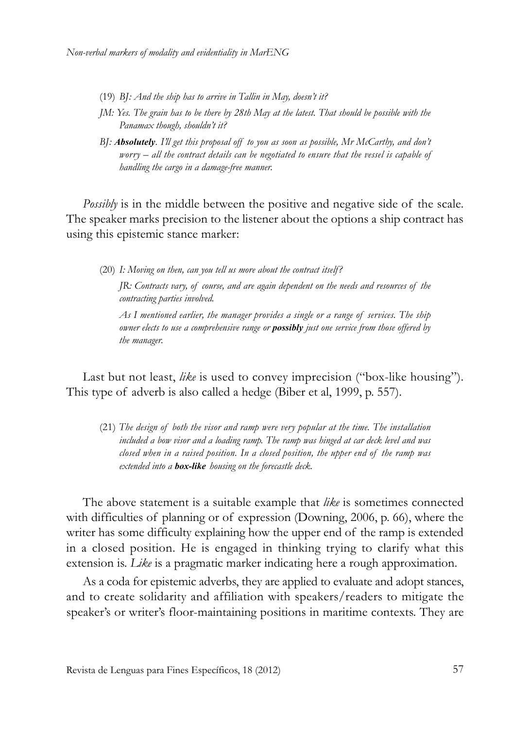(19) *BJ: And the ship has to arrive in Tallin in May, doesn't it?*

*JM: Yes. The grain has to be there by 28th May at the latest. That should be possible with the Panamax though, shouldn't it?*

*BJ: **Absolutely**. I'll get this proposal off to you as soon as possible, Mr McCarthy, and don't worry – all the contract details can be negotiated to ensure that the vessel is capable of handling the cargo in a damage-free manner.*

*Possibly* is in the middle between the positive and negative side of the scale. The speaker marks precision to the listener about the options a ship contract has using this epistemic stance marker:

(20) *I: Moving on then, can you tell us more about the contract itself?*

*JR: Contracts vary, of course, and are again dependent on the needs and resources of the contracting parties involved.*

*As I mentioned earlier, the manager provides a single or a range of services. The ship owner elects to use a comprehensive range or **possibly** just one service from those offered by the manager.*

Last but not least, *like* is used to convey imprecision ("box-like housing"). This type of adverb is also called a hedge (Biber et al, 1999, p. 557).

(21) *The design of both the visor and ramp were very popular at the time. The installation included a bow visor and a loading ramp. The ramp was hinged at car deck level and was closed when in a raised position. In a closed position, the upper end of the ramp was extended into a **box-like** housing on the forecastle deck.*

The above statement is a suitable example that *like* is sometimes connected with difficulties of planning or of expression (Downing, 2006, p. 66), where the writer has some difficulty explaining how the upper end of the ramp is extended in a closed position. He is engaged in thinking trying to clarify what this extension is. *Like* is a pragmatic marker indicating here a rough approximation.

As a coda for epistemic adverbs, they are applied to evaluate and adopt stances, and to create solidarity and affiliation with speakers/readers to mitigate the speaker's or writer's floor-maintaining positions in maritime contexts. They are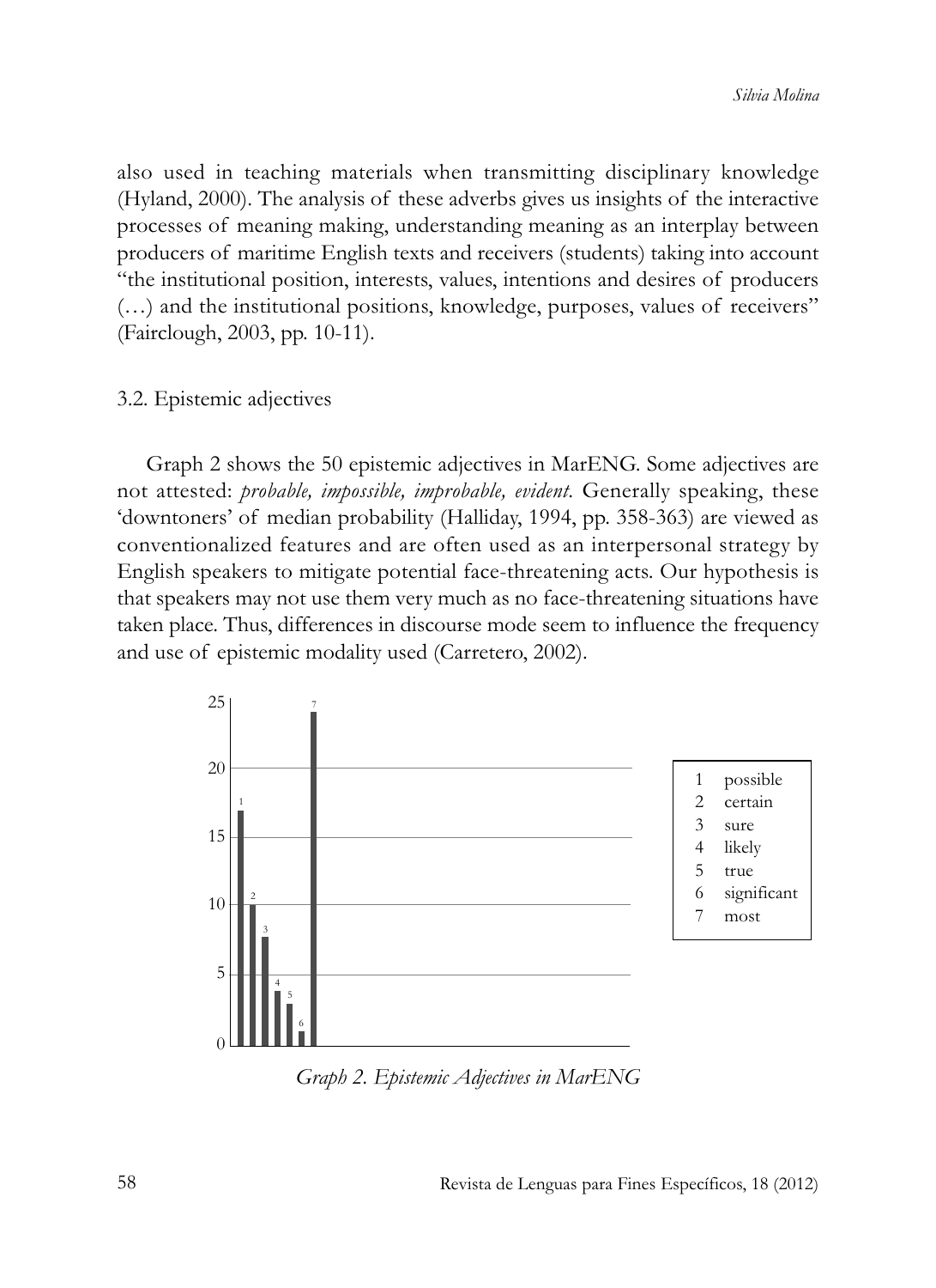also used in teaching materials when transmitting disciplinary knowledge (Hyland, 2000). The analysis of these adverbs gives us insights of the interactive processes of meaning making, understanding meaning as an interplay between producers of maritime English texts and receivers (students) taking into account "the institutional position, interests, values, intentions and desires of producers (…) and the institutional positions, knowledge, purposes, values of receivers" (Fairclough, 2003, pp. 10-11).

### 3.2. Epistemic adjectives

Graph 2 shows the 50 epistemic adjectives in MarENG. Some adjectives are not attested: *probable, impossible, improbable, evident*. Generally speaking, these 'downtoners' of median probability (Halliday, 1994, pp. 358-363) are viewed as conventionalized features and are often used as an interpersonal strategy by English speakers to mitigate potential face-threatening acts. Our hypothesis is that speakers may not use them very much as no face-threatening situations have taken place. Thus, differences in discourse mode seem to influence the frequency and use of epistemic modality used (Carretero, 2002).

| | |
|---|---|
| 1 | possible |
| 2 | certain |
| 3 | sure |
| 4 | likely |
| 5 | true |
| 6 | significant |
| 7 | most |

*Graph 2. Epistemic Adjectives in MarENG*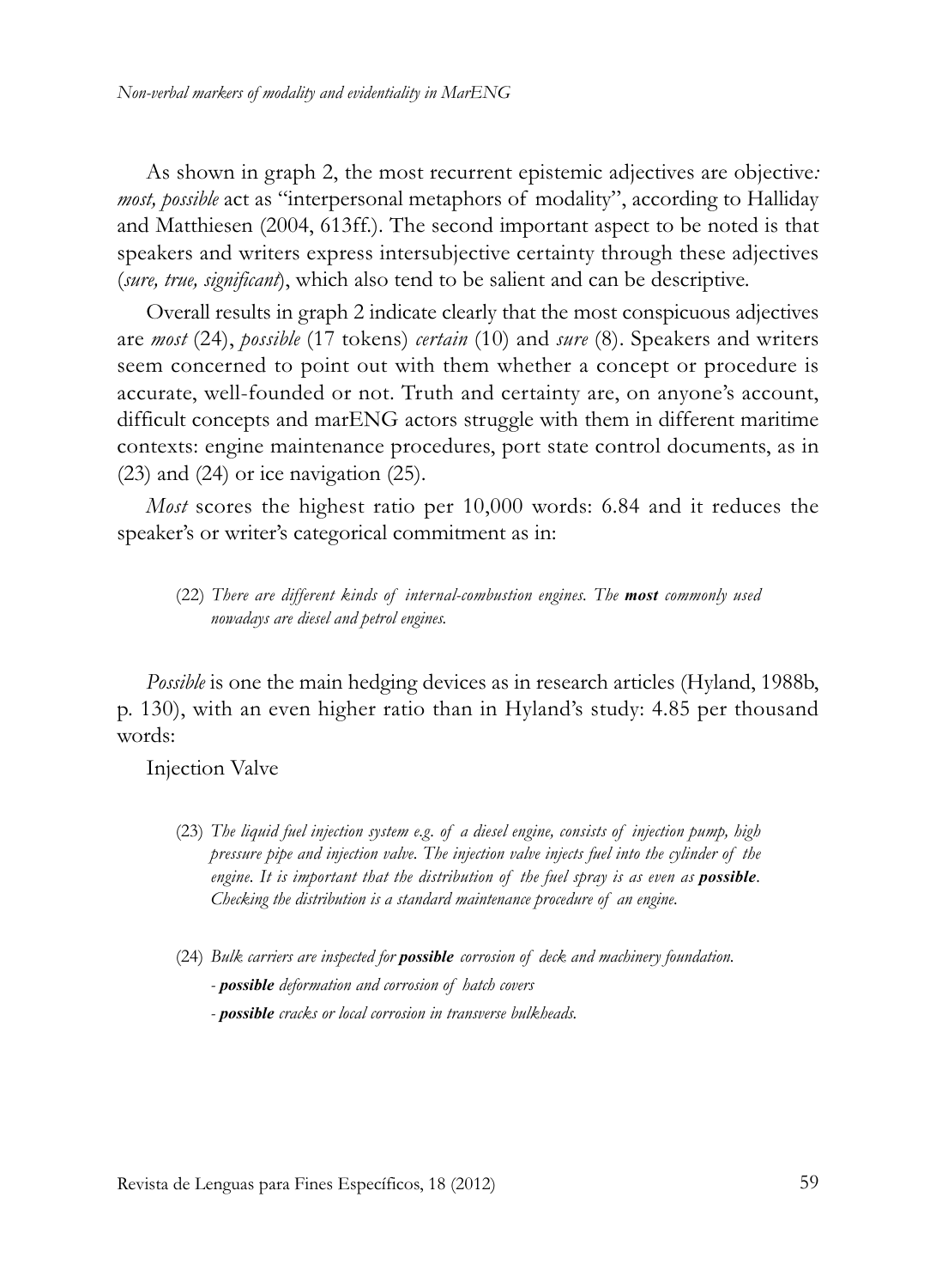As shown in graph 2, the most recurrent epistemic adjectives are objective*: most, possible* act as "interpersonal metaphors of modality", according to Halliday and Matthiesen (2004, 613ff.). The second important aspect to be noted is that speakers and writers express intersubjective certainty through these adjectives (*sure, true, significant*), which also tend to be salient and can be descriptive.

Overall results in graph 2 indicate clearly that the most conspicuous adjectives are *most* (24), *possible* (17 tokens) *certain* (10) and *sure* (8). Speakers and writers seem concerned to point out with them whether a concept or procedure is accurate, well-founded or not. Truth and certainty are, on anyone's account, difficult concepts and marENG actors struggle with them in different maritime contexts: engine maintenance procedures, port state control documents, as in (23) and (24) or ice navigation (25).

*Most* scores the highest ratio per 10,000 words: 6.84 and it reduces the speaker's or writer's categorical commitment as in:

> (22) *There are different kinds of internal-combustion engines. The* ***most*** *commonly used nowadays are diesel and petrol engines.*

*Possible* is one the main hedging devices as in research articles (Hyland, 1988b, p. 130), with an even higher ratio than in Hyland's study: 4.85 per thousand words:

Injection Valve

> (23) *The liquid fuel injection system e.g. of a diesel engine, consists of injection pump, high pressure pipe and injection valve. The injection valve injects fuel into the cylinder of the engine. It is important that the distribution of the fuel spray is as even as* ***possible****. Checking the distribution is a standard maintenance procedure of an engine.*

> (24) *Bulk carriers are inspected for* ***possible*** *corrosion of deck and machinery foundation.*
>
> *-* ***possible*** *deformation and corrosion of hatch covers*
>
> *-* ***possible*** *cracks or local corrosion in transverse bulkheads.*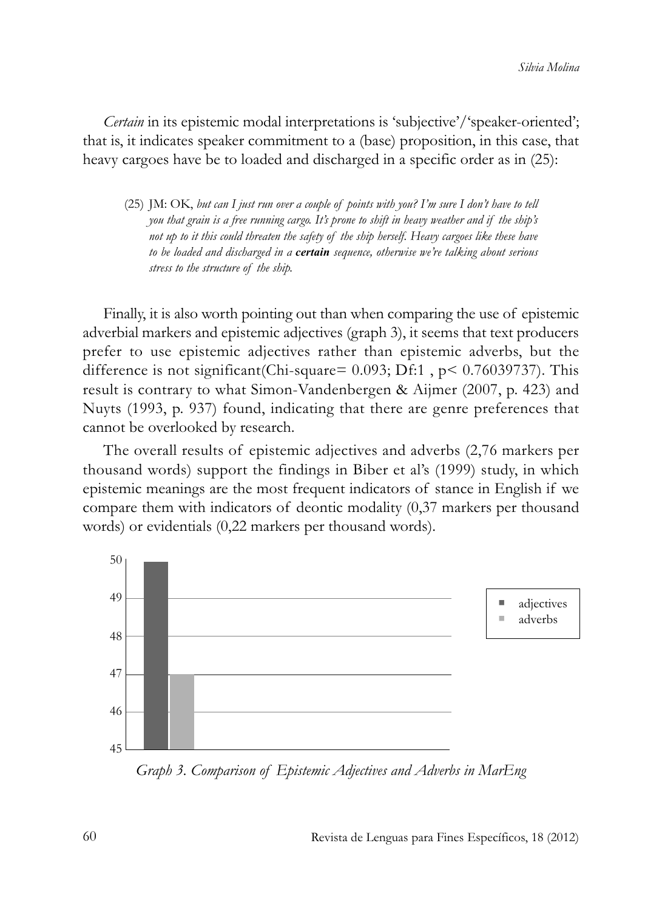*Certain* in its epistemic modal interpretations is 'subjective'/'speaker-oriented'; that is, it indicates speaker commitment to a (base) proposition, in this case, that heavy cargoes have be to loaded and discharged in a specific order as in (25):

> (25) JM: OK, *but can I just run over a couple of points with you? I'm sure I don't have to tell you that grain is a free running cargo. It's prone to shift in heavy weather and if the ship's not up to it this could threaten the safety of the ship herself. Heavy cargoes like these have to be loaded and discharged in a* ***certain*** *sequence, otherwise we're talking about serious stress to the structure of the ship.*

Finally, it is also worth pointing out than when comparing the use of epistemic adverbial markers and epistemic adjectives (graph 3), it seems that text producers prefer to use epistemic adjectives rather than epistemic adverbs, but the difference is not significant(Chi-square= 0.093; Df:1 , $p< 0.76039737$). This result is contrary to what Simon-Vandenbergen & Aijmer (2007, p. 423) and Nuyts (1993, p. 937) found, indicating that there are genre preferences that cannot be overlooked by research.

The overall results of epistemic adjectives and adverbs (2,76 markers per thousand words) support the findings in Biber et al's (1999) study, in which epistemic meanings are the most frequent indicators of stance in English if we compare them with indicators of deontic modality (0,37 markers per thousand words) or evidentials (0,22 markers per thousand words).

*Graph 3. Comparison of Epistemic Adjectives and Adverbs in MarEng*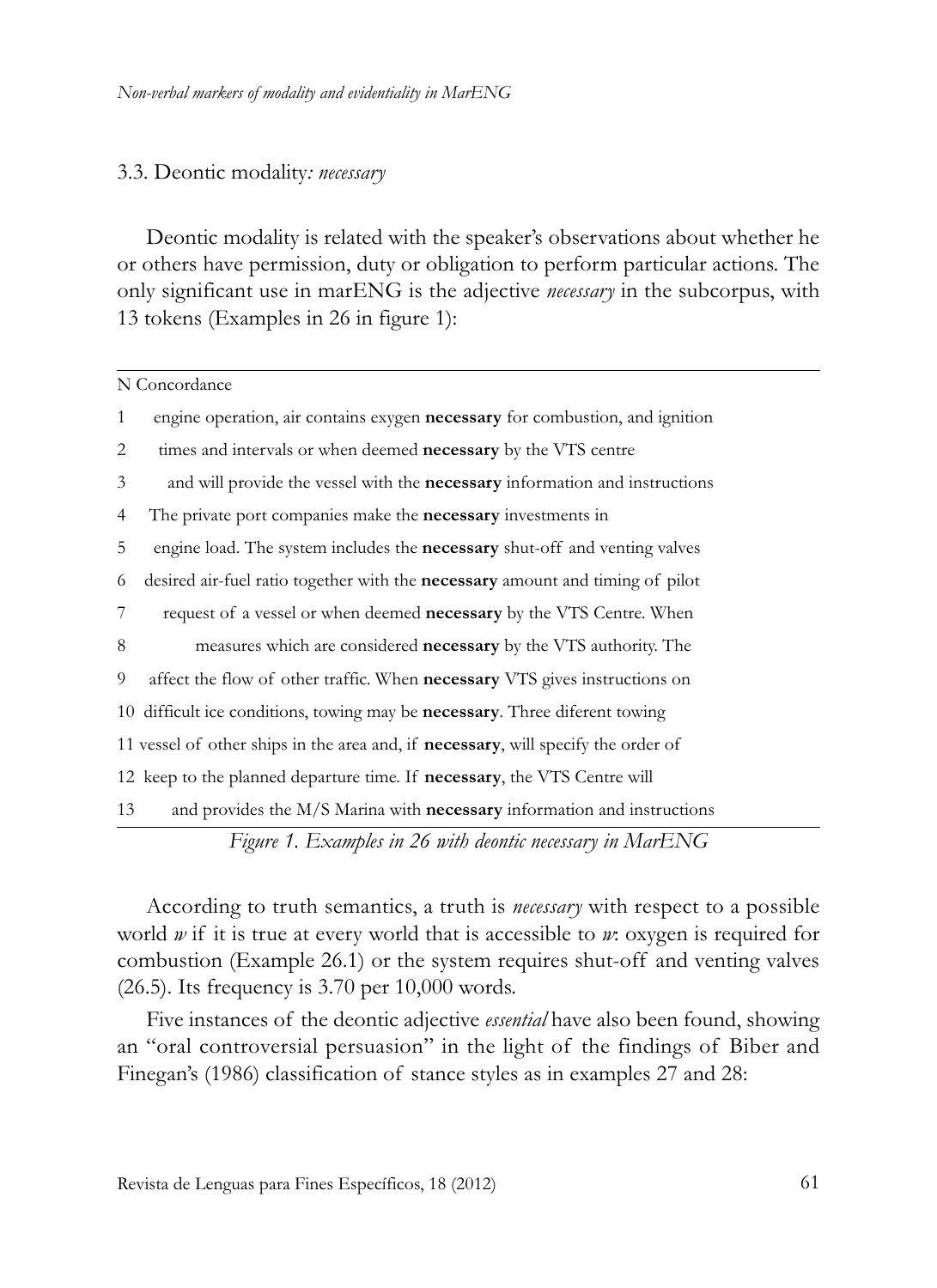### 3.3. Deontic modality*: necessary*

Deontic modality is related with the speaker's observations about whether he or others have permission, duty or obligation to perform particular actions. The only significant use in marENG is the adjective *necessary* in the subcorpus, with 13 tokens (Examples in 26 in figure 1):

| N | Concordance |
|---|---|
| 1 | engine operation, air contains exygen **necessary** for combustion, and ignition |
| 2 | times and intervals or when deemed **necessary** by the VTS centre |
| 3 | and will provide the vessel with the **necessary** information and instructions |
| 4 | The private port companies make the **necessary** investments in |
| 5 | engine load. The system includes the **necessary** shut-off and venting valves |
| 6 | desired air-fuel ratio together with the **necessary** amount and timing of pilot |
| 7 | request of a vessel or when deemed **necessary** by the VTS Centre. When |
| 8 | measures which are considered **necessary** by the VTS authority. The |
| 9 | affect the flow of other traffic. When **necessary** VTS gives instructions on |
| 10 | difficult ice conditions, towing may be **necessary**. Three diferent towing |
| 11 | vessel of other ships in the area and, if **necessary**, will specify the order of |
| 12 | keep to the planned departure time. If **necessary**, the VTS Centre will |
| 13 | and provides the M/S Marina with **necessary** information and instructions |

*Figure 1. Examples in 26 with deontic necessary in MarENG*

According to truth semantics, a truth is *necessary* with respect to a possible world *w* if it is true at every world that is accessible to *w*: oxygen is required for combustion (Example 26.1) or the system requires shut-off and venting valves (26.5). Its frequency is 3.70 per 10,000 words.

Five instances of the deontic adjective *essential* have also been found, showing an "oral controversial persuasion" in the light of the findings of Biber and Finegan's (1986) classification of stance styles as in examples 27 and 28: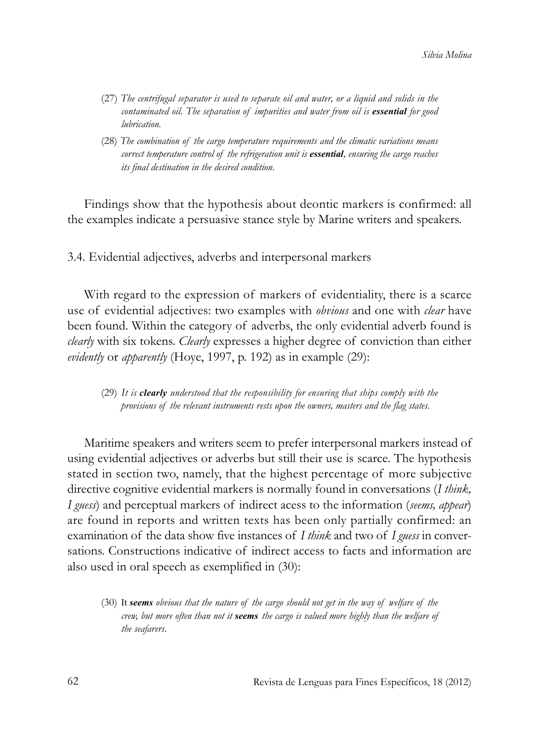(27) *The centrifugal separator is used to separate oil and water, or a liquid and solids in the contaminated oil. The separation of impurities and water from oil is **essential** for good lubrication.*

(28) *The combination of the cargo temperature requirements and the climatic variations means correct temperature control of the refrigeration unit is **essential**, ensuring the cargo reaches its final destination in the desired condition.*

Findings show that the hypothesis about deontic markers is confirmed: all the examples indicate a persuasive stance style by Marine writers and speakers.

### 3.4. Evidential adjectives, adverbs and interpersonal markers

With regard to the expression of markers of evidentiality, there is a scarce use of evidential adjectives: two examples with *obvious* and one with *clear* have been found. Within the category of adverbs, the only evidential adverb found is *clearly* with six tokens. *Clearly* expresses a higher degree of conviction than either *evidently* or *apparently* (Hoye, 1997, p. 192) as in example (29):

(29) *It is **clearly** understood that the responsibility for ensuring that ships comply with the provisions of the relevant instruments rests upon the owners, masters and the flag states.*

Maritime speakers and writers seem to prefer interpersonal markers instead of using evidential adjectives or adverbs but still their use is scarce. The hypothesis stated in section two, namely, that the highest percentage of more subjective directive cognitive evidential markers is normally found in conversations (*I think, I guess*) and perceptual markers of indirect acess to the information (*seems, appear*) are found in reports and written texts has been only partially confirmed: an examination of the data show five instances of *I think* and two of *I guess* in conversations. Constructions indicative of indirect access to facts and information are also used in oral speech as exemplified in (30):

(30) It ***seems*** *obvious that the nature of the cargo should not get in the way of welfare of the crew, but more often than not it **seems** the cargo is valued more highly than the welfare of the seafarers.*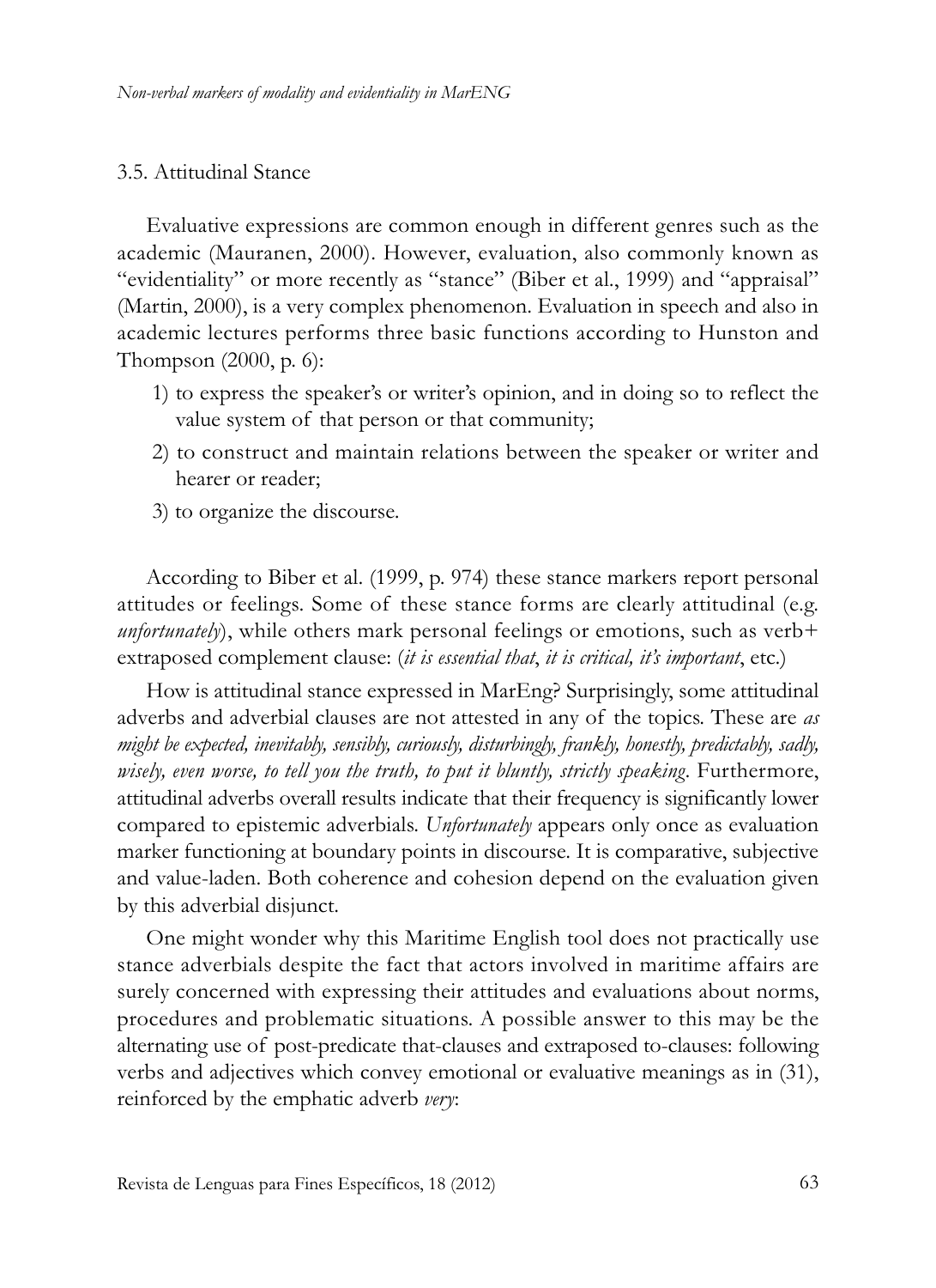### 3.5. Attitudinal Stance

Evaluative expressions are common enough in different genres such as the academic (Mauranen, 2000). However, evaluation, also commonly known as "evidentiality" or more recently as "stance" (Biber et al., 1999) and "appraisal" (Martin, 2000), is a very complex phenomenon. Evaluation in speech and also in academic lectures performs three basic functions according to Hunston and Thompson (2000, p. 6):

1) to express the speaker's or writer's opinion, and in doing so to reflect the value system of that person or that community;
2) to construct and maintain relations between the speaker or writer and hearer or reader;
3) to organize the discourse.

According to Biber et al. (1999, p. 974) these stance markers report personal attitudes or feelings. Some of these stance forms are clearly attitudinal (e.g. *unfortunately*), while others mark personal feelings or emotions, such as verb+ extraposed complement clause: (*it is essential that*, *it is critical, it's important*, etc.)

How is attitudinal stance expressed in MarEng? Surprisingly, some attitudinal adverbs and adverbial clauses are not attested in any of the topics. These are *as might be expected, inevitably, sensibly, curiously, disturbingly, frankly, honestly, predictably, sadly, wisely, even worse, to tell you the truth, to put it bluntly, strictly speaking*. Furthermore, attitudinal adverbs overall results indicate that their frequency is significantly lower compared to epistemic adverbials. *Unfortunately* appears only once as evaluation marker functioning at boundary points in discourse. It is comparative, subjective and value-laden. Both coherence and cohesion depend on the evaluation given by this adverbial disjunct.

One might wonder why this Maritime English tool does not practically use stance adverbials despite the fact that actors involved in maritime affairs are surely concerned with expressing their attitudes and evaluations about norms, procedures and problematic situations. A possible answer to this may be the alternating use of post-predicate that-clauses and extraposed to-clauses: following verbs and adjectives which convey emotional or evaluative meanings as in (31), reinforced by the emphatic adverb *very*: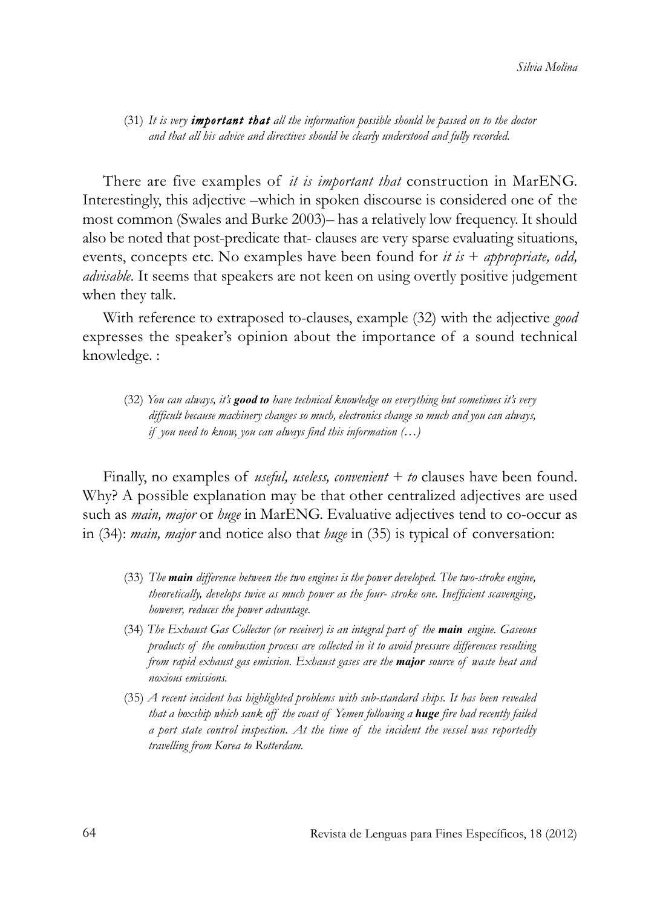(31) *It is very* ***important that*** *all the information possible should be passed on to the doctor and that all his advice and directives should be clearly understood and fully recorded.*

There are five examples of *it is important that* construction in MarENG. Interestingly, this adjective –which in spoken discourse is considered one of the most common (Swales and Burke 2003)– has a relatively low frequency. It should also be noted that post-predicate that- clauses are very sparse evaluating situations, events, concepts etc. No examples have been found for *it is + appropriate, odd, advisable*. It seems that speakers are not keen on using overtly positive judgement when they talk.

With reference to extraposed to-clauses, example (32) with the adjective *good* expresses the speaker's opinion about the importance of a sound technical knowledge. :

(32) *You can always, it's* ***good to*** *have technical knowledge on everything but sometimes it's very difficult because machinery changes so much, electronics change so much and you can always, if you need to know, you can always find this information (…)*

Finally, no examples of *useful, useless, convenient + to* clauses have been found. Why? A possible explanation may be that other centralized adjectives are used such as *main, major* or *huge* in MarENG. Evaluative adjectives tend to co-occur as in (34): *main, major* and notice also that *huge* in (35) is typical of conversation:

(33) *The* ***main*** *difference between the two engines is the power developed. The two-stroke engine, theoretically, develops twice as much power as the four- stroke one. Inefficient scavenging, however, reduces the power advantage.*

(34) *The Exhaust Gas Collector (or receiver) is an integral part of the* ***main*** *engine. Gaseous products of the combustion process are collected in it to avoid pressure differences resulting from rapid exhaust gas emission. Exhaust gases are the* ***major*** *source of waste heat and noxious emissions.*

(35) *A recent incident has highlighted problems with sub-standard ships. It has been revealed that a boxship which sank off the coast of Yemen following a* ***huge*** *fire had recently failed a port state control inspection. At the time of the incident the vessel was reportedly travelling from Korea to Rotterdam.*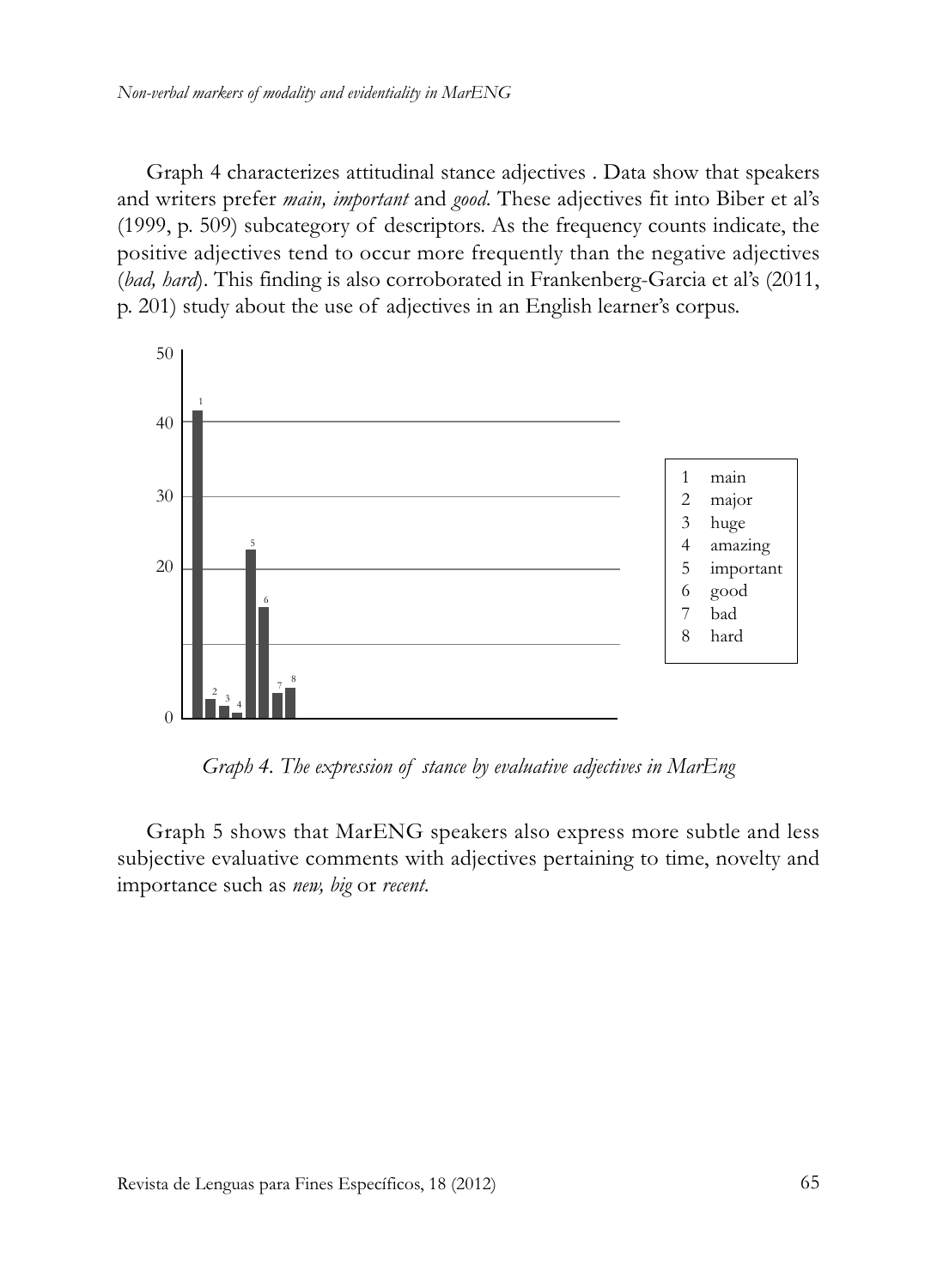Graph 4 characterizes attitudinal stance adjectives . Data show that speakers and writers prefer *main, important* and *good*. These adjectives fit into Biber et al's (1999, p. 509) subcategory of descriptors. As the frequency counts indicate, the positive adjectives tend to occur more frequently than the negative adjectives (*bad, hard*). This finding is also corroborated in Frankenberg-Garcia et al's (2011, p. 201) study about the use of adjectives in an English learner's corpus.

*Graph 4. The expression of stance by evaluative adjectives in MarEng*

Graph 5 shows that MarENG speakers also express more subtle and less subjective evaluative comments with adjectives pertaining to time, novelty and importance such as *new, big* or *recent*.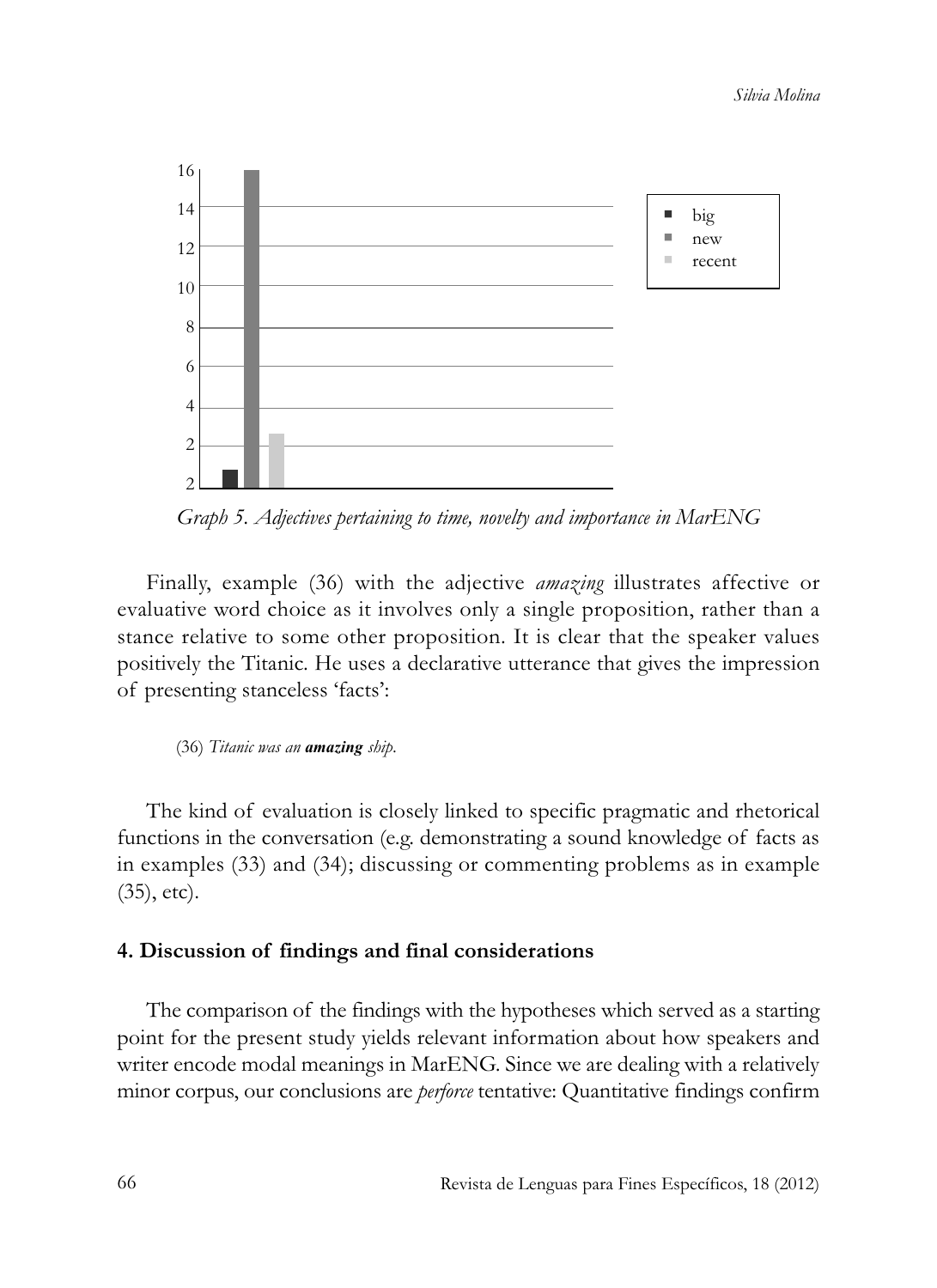Graph 5. *Adjectives pertaining to time, novelty and importance in MarENG*

Finally, example (36) with the adjective *amazing* illustrates affective or evaluative word choice as it involves only a single proposition, rather than a stance relative to some other proposition. It is clear that the speaker values positively the Titanic. He uses a declarative utterance that gives the impression of presenting stanceless 'facts':

(36) *Titanic was an* ***amazing*** *ship.*

The kind of evaluation is closely linked to specific pragmatic and rhetorical functions in the conversation (e.g. demonstrating a sound knowledge of facts as in examples (33) and (34); discussing or commenting problems as in example (35), etc).

## 4. Discussion of findings and final considerations

The comparison of the findings with the hypotheses which served as a starting point for the present study yields relevant information about how speakers and writer encode modal meanings in MarENG. Since we are dealing with a relatively minor corpus, our conclusions are *perforce* tentative: Quantitative findings confirm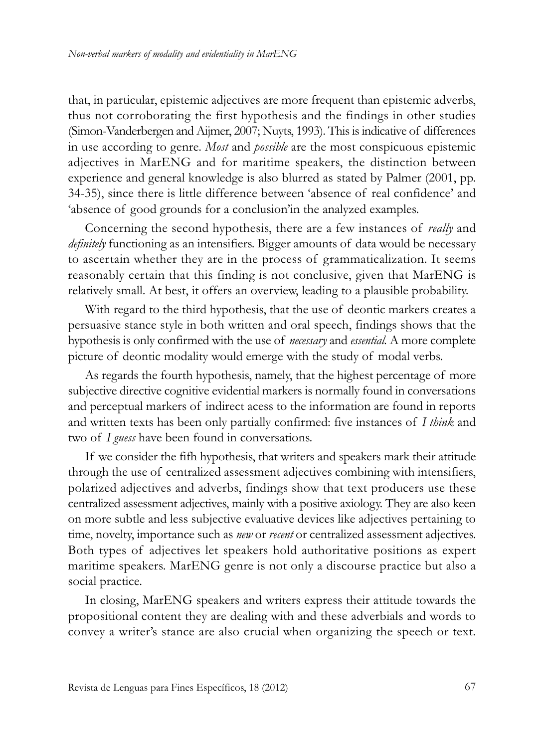that, in particular, epistemic adjectives are more frequent than epistemic adverbs, thus not corroborating the first hypothesis and the findings in other studies (Simon-Vanderbergen and Aijmer, 2007; Nuyts, 1993). This is indicative of differences in use according to genre. *Most* and *possible* are the most conspicuous epistemic adjectives in MarENG and for maritime speakers, the distinction between experience and general knowledge is also blurred as stated by Palmer (2001, pp. 34-35), since there is little difference between 'absence of real confidence' and 'absence of good grounds for a conclusion'in the analyzed examples.

Concerning the second hypothesis, there are a few instances of *really* and *definitely* functioning as an intensifiers. Bigger amounts of data would be necessary to ascertain whether they are in the process of grammaticalization. It seems reasonably certain that this finding is not conclusive, given that MarENG is relatively small. At best, it offers an overview, leading to a plausible probability.

With regard to the third hypothesis, that the use of deontic markers creates a persuasive stance style in both written and oral speech, findings shows that the hypothesis is only confirmed with the use of *necessary* and *essential*. A more complete picture of deontic modality would emerge with the study of modal verbs.

As regards the fourth hypothesis, namely, that the highest percentage of more subjective directive cognitive evidential markers is normally found in conversations and perceptual markers of indirect acess to the information are found in reports and written texts has been only partially confirmed: five instances of *I think* and two of *I guess* have been found in conversations.

If we consider the fifh hypothesis, that writers and speakers mark their attitude through the use of centralized assessment adjectives combining with intensifiers, polarized adjectives and adverbs, findings show that text producers use these centralized assessment adjectives, mainly with a positive axiology. They are also keen on more subtle and less subjective evaluative devices like adjectives pertaining to time, novelty, importance such as *new* or *recent* or centralized assessment adjectives. Both types of adjectives let speakers hold authoritative positions as expert maritime speakers. MarENG genre is not only a discourse practice but also a social practice.

In closing, MarENG speakers and writers express their attitude towards the propositional content they are dealing with and these adverbials and words to convey a writer's stance are also crucial when organizing the speech or text.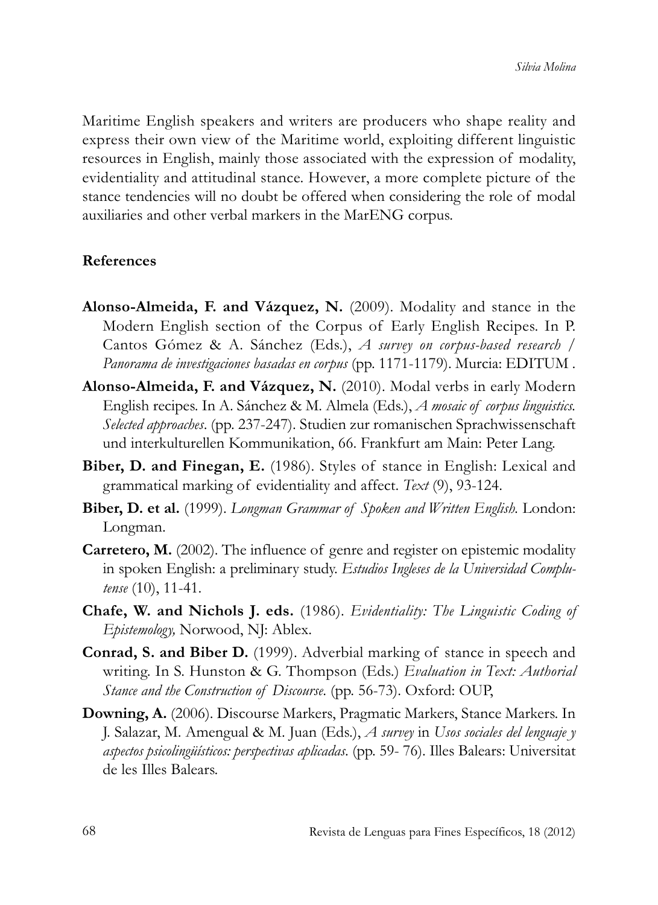Maritime English speakers and writers are producers who shape reality and express their own view of the Maritime world, exploiting different linguistic resources in English, mainly those associated with the expression of modality, evidentiality and attitudinal stance. However, a more complete picture of the stance tendencies will no doubt be offered when considering the role of modal auxiliaries and other verbal markers in the MarENG corpus.

**References**

**Alonso-Almeida, F. and Vázquez, N.** (2009). Modality and stance in the Modern English section of the Corpus of Early English Recipes. In P. Cantos Gómez & A. Sánchez (Eds.), *A survey on corpus-based research / Panorama de investigaciones basadas en corpus* (pp. 1171-1179). Murcia: EDITUM .

**Alonso-Almeida, F. and Vázquez, N.** (2010). Modal verbs in early Modern English recipes. In A. Sánchez & M. Almela (Eds.), *A mosaic of corpus linguistics. Selected approaches*. (pp. 237-247). Studien zur romanischen Sprachwissenschaft und interkulturellen Kommunikation, 66. Frankfurt am Main: Peter Lang.

**Biber, D. and Finegan, E.** (1986). Styles of stance in English: Lexical and grammatical marking of evidentiality and affect. *Text* (9), 93-124.

**Biber, D. et al.** (1999). *Longman Grammar of Spoken and Written English.* London: Longman.

**Carretero, M.** (2002). The influence of genre and register on epistemic modality in spoken English: a preliminary study. *Estudios Ingleses de la Universidad Complutense* (10), 11-41.

**Chafe, W. and Nichols J. eds.** (1986). *Evidentiality: The Linguistic Coding of Epistemology,* Norwood, NJ: Ablex.

**Conrad, S. and Biber D.** (1999). Adverbial marking of stance in speech and writing. In S. Hunston & G. Thompson (Eds.) *Evaluation in Text: Authorial Stance and the Construction of Discourse.* (pp. 56-73). Oxford: OUP,

**Downing, A.** (2006). Discourse Markers, Pragmatic Markers, Stance Markers. In J. Salazar, M. Amengual & M. Juan (Eds.), *A survey* in *Usos sociales del lenguaje y aspectos psicolingüísticos: perspectivas aplicadas*. (pp. 59- 76). Illes Balears: Universitat de les Illes Balears.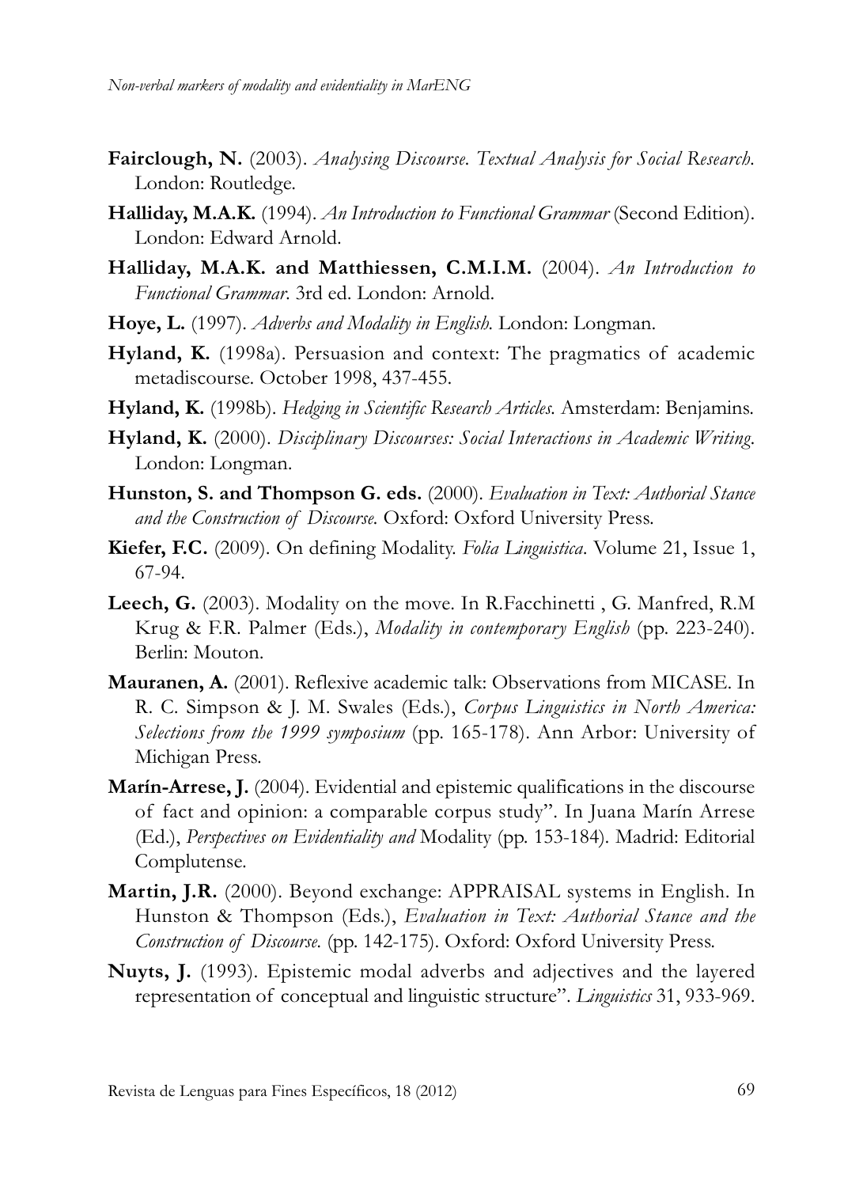**Fairclough, N.** (2003). *Analysing Discourse. Textual Analysis for Social Research*. London: Routledge.

**Halliday, M.A.K.** (1994). *An Introduction to Functional Grammar* (Second Edition). London: Edward Arnold.

**Halliday, M.A.K. and Matthiessen, C.M.I.M.** (2004). *An Introduction to Functional Grammar*. 3rd ed. London: Arnold.

**Hoye, L.** (1997). *Adverbs and Modality in English.* London: Longman.

**Hyland, K.** (1998a). Persuasion and context: The pragmatics of academic metadiscourse. October 1998, 437-455.

**Hyland, K.** (1998b). *Hedging in Scientific Research Articles.* Amsterdam: Benjamins.

**Hyland, K.** (2000). *Disciplinary Discourses: Social Interactions in Academic Writing*. London: Longman.

**Hunston, S. and Thompson G. eds.** (2000). *Evaluation in Text: Authorial Stance and the Construction of Discourse.* Oxford: Oxford University Press.

**Kiefer, F.C.** (2009). On defining Modality. *Folia Linguistica*. Volume 21, Issue 1, 67-94.

**Leech, G.** (2003). Modality on the move. In R.Facchinetti , G. Manfred, R.M Krug & F.R. Palmer (Eds.), *Modality in contemporary English* (pp. 223-240). Berlin: Mouton.

**Mauranen, A.** (2001). Reflexive academic talk: Observations from MICASE. In R. C. Simpson & J. M. Swales (Eds.), *Corpus Linguistics in North America: Selections from the 1999 symposium* (pp. 165-178). Ann Arbor: University of Michigan Press.

**Marín-Arrese, J.** (2004). Evidential and epistemic qualifications in the discourse of fact and opinion: a comparable corpus study". In Juana Marín Arrese (Ed.), *Perspectives on Evidentiality and* Modality (pp. 153-184). Madrid: Editorial Complutense.

**Martin, J.R.** (2000). Beyond exchange: APPRAISAL systems in English. In Hunston & Thompson (Eds.), *Evaluation in Text: Authorial Stance and the Construction of Discourse.* (pp. 142-175). Oxford: Oxford University Press.

**Nuyts, J.** (1993). Epistemic modal adverbs and adjectives and the layered representation of conceptual and linguistic structure". *Linguistics* 31, 933-969.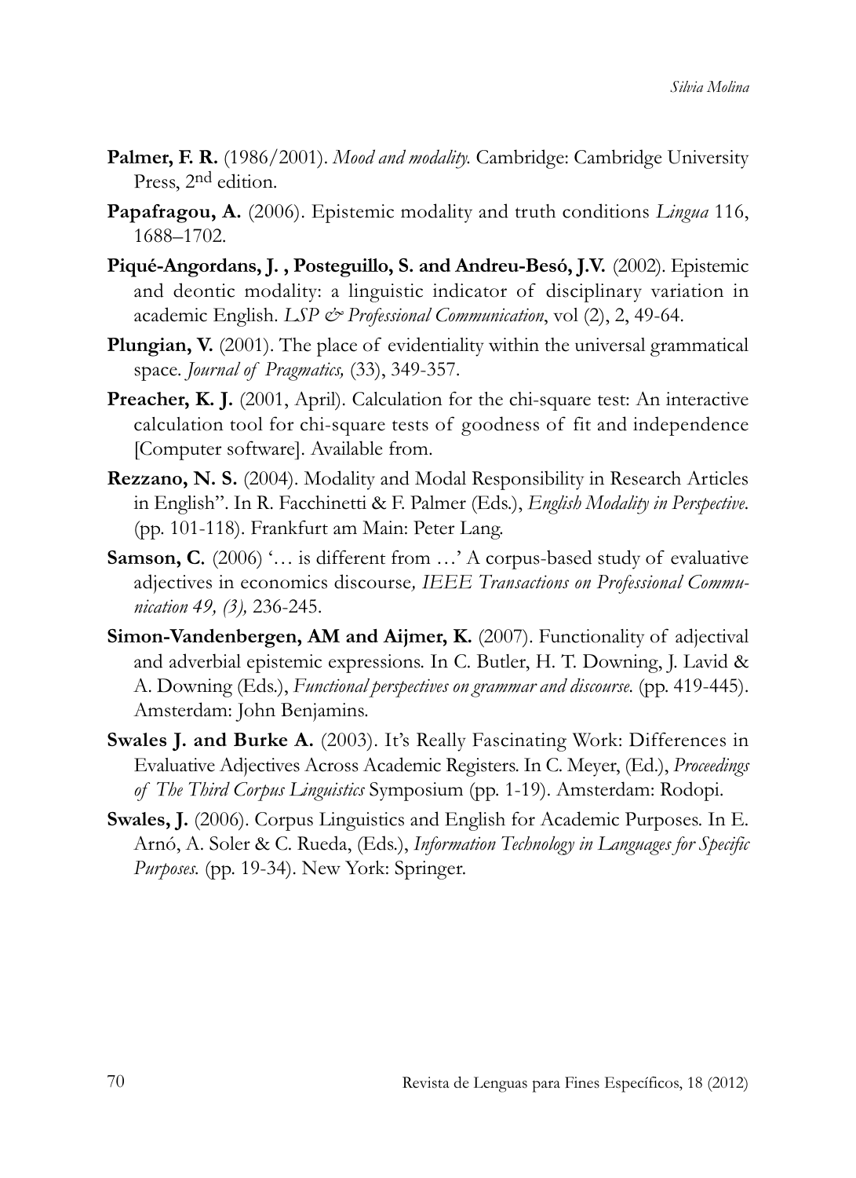**Palmer, F. R.** (1986/2001). *Mood and modality.* Cambridge: Cambridge University Press, 2nd edition.

**Papafragou, A.** (2006). Epistemic modality and truth conditions *Lingua* 116, 1688–1702.

**Piqué-Angordans, J. , Posteguillo, S. and Andreu-Besó, J.V.** (2002). Epistemic and deontic modality: a linguistic indicator of disciplinary variation in academic English. *LSP & Professional Communication*, vol (2), 2, 49-64.

**Plungian, V.** (2001). The place of evidentiality within the universal grammatical space. *Journal of Pragmatics,* (33), 349-357.

**Preacher, K. J.** (2001, April). Calculation for the chi-square test: An interactive calculation tool for chi-square tests of goodness of fit and independence [Computer software]. Available from.

**Rezzano, N. S.** (2004). Modality and Modal Responsibility in Research Articles in English". In R. Facchinetti & F. Palmer (Eds.), *English Modality in Perspective*. (pp. 101-118). Frankfurt am Main: Peter Lang.

**Samson, C.** (2006) '… is different from …' A corpus-based study of evaluative adjectives in economics discourse*, IEEE Transactions on Professional Communication 49, (3),* 236-245.

**Simon-Vandenbergen, AM and Aijmer, K.** (2007). Functionality of adjectival and adverbial epistemic expressions. In C. Butler, H. T. Downing, J. Lavid & A. Downing (Eds.), *Functional perspectives on grammar and discourse.* (pp. 419-445). Amsterdam: John Benjamins.

**Swales J. and Burke A.** (2003). It's Really Fascinating Work: Differences in Evaluative Adjectives Across Academic Registers. In C. Meyer, (Ed.), *Proceedings of The Third Corpus Linguistics* Symposium (pp. 1-19). Amsterdam: Rodopi.

**Swales, J.** (2006). Corpus Linguistics and English for Academic Purposes. In E. Arnó, A. Soler & C. Rueda, (Eds.), *Information Technology in Languages for Specific Purposes.* (pp. 19-34). New York: Springer.